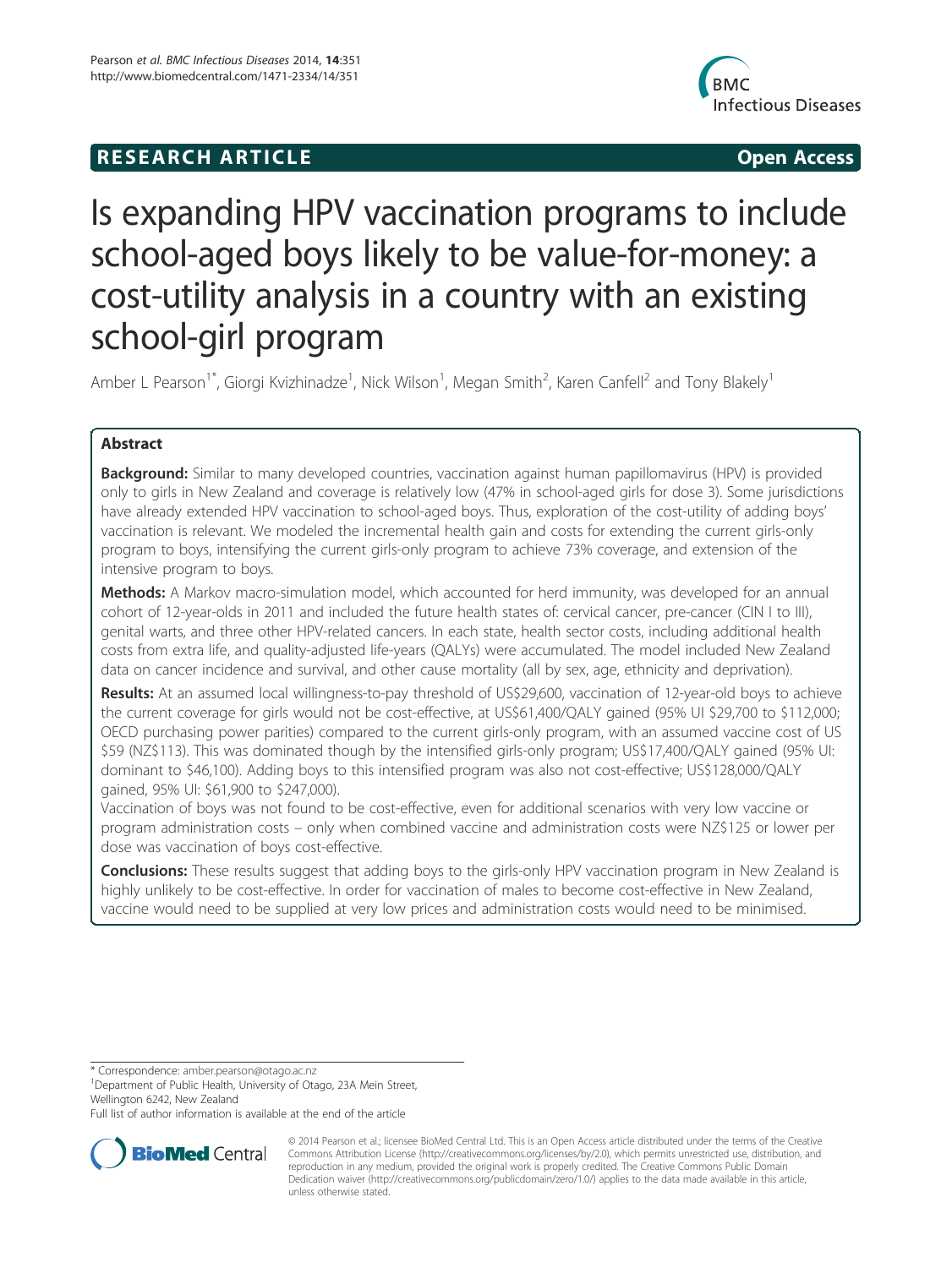RESEARCH ARTICLE **Open Access**

# Is expanding HPV vaccination programs to include school-aged boys likely to be value-for-money: a cost-utility analysis in a country with an existing school-girl program

Amber L Pearson[1*], Giorgi Kvizhinadze[1], Nick Wilson[1], Megan Smith[2], Karen Canfell[2] and Tony Blakely[1]

## Abstract

**Background:** Similar to many developed countries, vaccination against human papillomavirus (HPV) is provided only to girls in New Zealand and coverage is relatively low (47% in school-aged girls for dose 3). Some jurisdictions have already extended HPV vaccination to school-aged boys. Thus, exploration of the cost-utility of adding boys' vaccination is relevant. We modeled the incremental health gain and costs for extending the current girls-only program to boys, intensifying the current girls-only program to achieve 73% coverage, and extension of the intensive program to boys.

**Methods:** A Markov macro-simulation model, which accounted for herd immunity, was developed for an annual cohort of 12-year-olds in 2011 and included the future health states of: cervical cancer, pre-cancer (CIN I to III), genital warts, and three other HPV-related cancers. In each state, health sector costs, including additional health costs from extra life, and quality-adjusted life-years (QALYs) were accumulated. The model included New Zealand data on cancer incidence and survival, and other cause mortality (all by sex, age, ethnicity and deprivation).

**Results:** At an assumed local willingness-to-pay threshold of US$29,600, vaccination of 12-year-old boys to achieve the current coverage for girls would not be cost-effective, at US$61,400/QALY gained (95% UI $29,700 to $112,000; OECD purchasing power parities) compared to the current girls-only program, with an assumed vaccine cost of US $59 (NZ$113). This was dominated though by the intensified girls-only program; US$17,400/QALY gained (95% UI: dominant to $46,100). Adding boys to this intensified program was also not cost-effective; US$128,000/QALY gained, 95% UI: $61,900 to $247,000).

Vaccination of boys was not found to be cost-effective, even for additional scenarios with very low vaccine or program administration costs – only when combined vaccine and administration costs were NZ$125 or lower per dose was vaccination of boys cost-effective.

**Conclusions:** These results suggest that adding boys to the girls-only HPV vaccination program in New Zealand is highly unlikely to be cost-effective. In order for vaccination of males to become cost-effective in New Zealand, vaccine would need to be supplied at very low prices and administration costs would need to be minimised.

* Correspondence: amber.pearson@otago.ac.nz
[1]Department of Public Health, University of Otago, 23A Mein Street, Wellington 6242, New Zealand
Full list of author information is available at the end of the article

© 2014 Pearson et al.; licensee BioMed Central Ltd. This is an Open Access article distributed under the terms of the Creative Commons Attribution License (http://creativecommons.org/licenses/by/2.0), which permits unrestricted use, distribution, and reproduction in any medium, provided the original work is properly credited. The Creative Commons Public Domain Dedication waiver (http://creativecommons.org/publicdomain/zero/1.0/) applies to the data made available in this article, unless otherwise stated.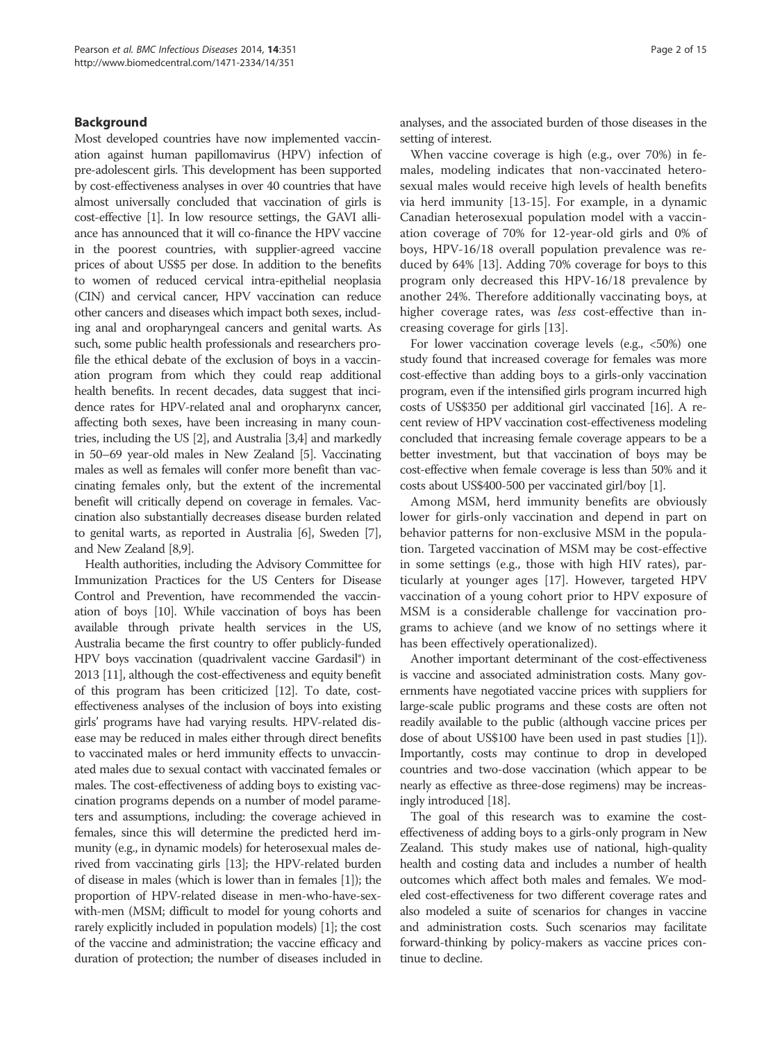## Background

Most developed countries have now implemented vaccination against human papillomavirus (HPV) infection of pre-adolescent girls. This development has been supported by cost-effectiveness analyses in over 40 countries that have almost universally concluded that vaccination of girls is cost-effective [1]. In low resource settings, the GAVI alliance has announced that it will co-finance the HPV vaccine in the poorest countries, with supplier-agreed vaccine prices of about US$5 per dose. In addition to the benefits to women of reduced cervical intra-epithelial neoplasia (CIN) and cervical cancer, HPV vaccination can reduce other cancers and diseases which impact both sexes, including anal and oropharyngeal cancers and genital warts. As such, some public health professionals and researchers profile the ethical debate of the exclusion of boys in a vaccination program from which they could reap additional health benefits. In recent decades, data suggest that incidence rates for HPV-related anal and oropharynx cancer, affecting both sexes, have been increasing in many countries, including the US [2], and Australia [3,4] and markedly in 50–69 year-old males in New Zealand [5]. Vaccinating males as well as females will confer more benefit than vaccinating females only, but the extent of the incremental benefit will critically depend on coverage in females. Vaccination also substantially decreases disease burden related to genital warts, as reported in Australia [6], Sweden [7], and New Zealand [8,9].

Health authorities, including the Advisory Committee for Immunization Practices for the US Centers for Disease Control and Prevention, have recommended the vaccination of boys [10]. While vaccination of boys has been available through private health services in the US, Australia became the first country to offer publicly-funded HPV boys vaccination (quadrivalent vaccine Gardasil®) in 2013 [11], although the cost-effectiveness and equity benefit of this program has been criticized [12]. To date, cost-effectiveness analyses of the inclusion of boys into existing girls' programs have had varying results. HPV-related disease may be reduced in males either through direct benefits to vaccinated males or herd immunity effects to unvaccinated males due to sexual contact with vaccinated females or males. The cost-effectiveness of adding boys to existing vaccination programs depends on a number of model parameters and assumptions, including: the coverage achieved in females, since this will determine the predicted herd immunity (e.g., in dynamic models) for heterosexual males derived from vaccinating girls [13]; the HPV-related burden of disease in males (which is lower than in females [1]); the proportion of HPV-related disease in men-who-have-sex-with-men (MSM; difficult to model for young cohorts and rarely explicitly included in population models) [1]; the cost of the vaccine and administration; the vaccine efficacy and duration of protection; the number of diseases included in analyses, and the associated burden of those diseases in the setting of interest.

When vaccine coverage is high (e.g., over 70%) in females, modeling indicates that non-vaccinated heterosexual males would receive high levels of health benefits via herd immunity [13-15]. For example, in a dynamic Canadian heterosexual population model with a vaccination coverage of 70% for 12-year-old girls and 0% of boys, HPV-16/18 overall population prevalence was reduced by 64% [13]. Adding 70% coverage for boys to this program only decreased this HPV-16/18 prevalence by another 24%. Therefore additionally vaccinating boys, at higher coverage rates, was *less* cost-effective than increasing coverage for girls [13].

For lower vaccination coverage levels (e.g., <50%) one study found that increased coverage for females was more cost-effective than adding boys to a girls-only vaccination program, even if the intensified girls program incurred high costs of US$350 per additional girl vaccinated [16]. A recent review of HPV vaccination cost-effectiveness modeling concluded that increasing female coverage appears to be a better investment, but that vaccination of boys may be cost-effective when female coverage is less than 50% and it costs about US$400-500 per vaccinated girl/boy [1].

Among MSM, herd immunity benefits are obviously lower for girls-only vaccination and depend in part on behavior patterns for non-exclusive MSM in the population. Targeted vaccination of MSM may be cost-effective in some settings (e.g., those with high HIV rates), particularly at younger ages [17]. However, targeted HPV vaccination of a young cohort prior to HPV exposure of MSM is a considerable challenge for vaccination programs to achieve (and we know of no settings where it has been effectively operationalized).

Another important determinant of the cost-effectiveness is vaccine and associated administration costs. Many governments have negotiated vaccine prices with suppliers for large-scale public programs and these costs are often not readily available to the public (although vaccine prices per dose of about US$100 have been used in past studies [1]). Importantly, costs may continue to drop in developed countries and two-dose vaccination (which appear to be nearly as effective as three-dose regimens) may be increasingly introduced [18].

The goal of this research was to examine the cost-effectiveness of adding boys to a girls-only program in New Zealand. This study makes use of national, high-quality health and costing data and includes a number of health outcomes which affect both males and females. We modeled cost-effectiveness for two different coverage rates and also modeled a suite of scenarios for changes in vaccine and administration costs. Such scenarios may facilitate forward-thinking by policy-makers as vaccine prices continue to decline.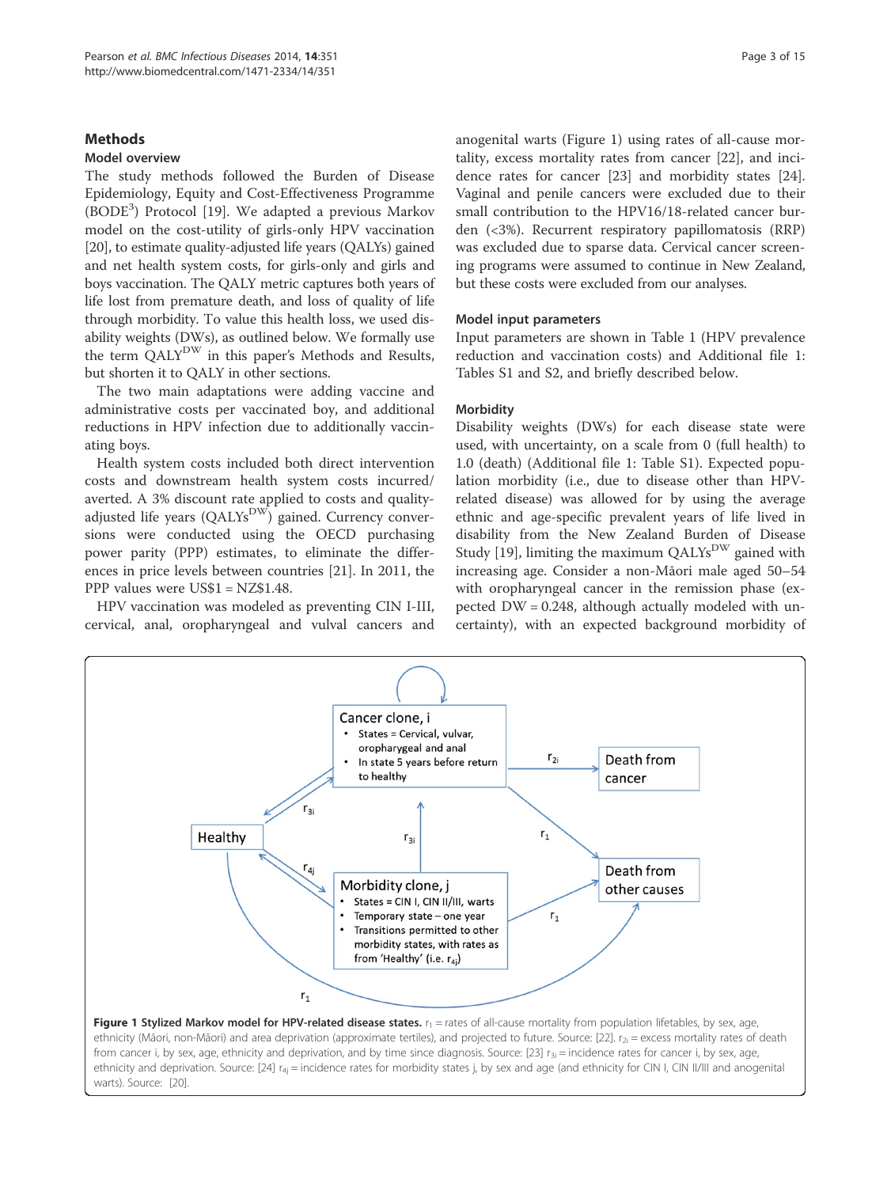## Methods

### Model overview

The study methods followed the Burden of Disease Epidemiology, Equity and Cost-Effectiveness Programme (BODE$^3$) Protocol [19]. We adapted a previous Markov model on the cost-utility of girls-only HPV vaccination [20], to estimate quality-adjusted life years (QALYs) gained and net health system costs, for girls-only and girls and boys vaccination. The QALY metric captures both years of life lost from premature death, and loss of quality of life through morbidity. To value this health loss, we used disability weights (DWs), as outlined below. We formally use the term QALY$^{DW}$ in this paper's Methods and Results, but shorten it to QALY in other sections.

The two main adaptations were adding vaccine and administrative costs per vaccinated boy, and additional reductions in HPV infection due to additionally vaccinating boys.

Health system costs included both direct intervention costs and downstream health system costs incurred/averted. A 3% discount rate applied to costs and quality-adjusted life years (QALYs$^{DW}$) gained. Currency conversions were conducted using the OECD purchasing power parity (PPP) estimates, to eliminate the differences in price levels between countries [21]. In 2011, the PPP values were US$1 = NZ$1.48.

HPV vaccination was modeled as preventing CIN I-III, cervical, anal, oropharyngeal and vulval cancers and anogenital warts (Figure 1) using rates of all-cause mortality, excess mortality rates from cancer [22], and incidence rates for cancer [23] and morbidity states [24]. Vaginal and penile cancers were excluded due to their small contribution to the HPV16/18-related cancer burden (<3%). Recurrent respiratory papillomatosis (RRP) was excluded due to sparse data. Cervical cancer screening programs were assumed to continue in New Zealand, but these costs were excluded from our analyses.

### Model input parameters

Input parameters are shown in Table 1 (HPV prevalence reduction and vaccination costs) and Additional file 1: Tables S1 and S2, and briefly described below.

### Morbidity

Disability weights (DWs) for each disease state were used, with uncertainty, on a scale from 0 (full health) to 1.0 (death) (Additional file 1: Table S1). Expected population morbidity (i.e., due to disease other than HPV-related disease) was allowed for by using the average ethnic and age-specific prevalent years of life lived in disability from the New Zealand Burden of Disease Study [19], limiting the maximum QALYs$^{DW}$ gained with increasing age. Consider a non-Māori male aged 50–54 with oropharyngeal cancer in the remission phase (expected DW = 0.248, although actually modeled with uncertainty), with an expected background morbidity of

**Figure 1 Stylized Markov model for HPV-related disease states.** $r_1$ = rates of all-cause mortality from population lifetables, by sex, age, ethnicity (Māori, non-Māori) and area deprivation (approximate tertiles), and projected to future. Source: [22]. $r_{2i}$ = excess mortality rates of death from cancer i, by sex, age, ethnicity and deprivation, and by time since diagnosis. Source: [23] $r_{3i}$ = incidence rates for cancer i, by sex, age, ethnicity and deprivation. Source: [24] $r_{4j}$ = incidence rates for morbidity states j, by sex and age (and ethnicity for CIN I, CIN II/III and anogenital warts). Source: [20].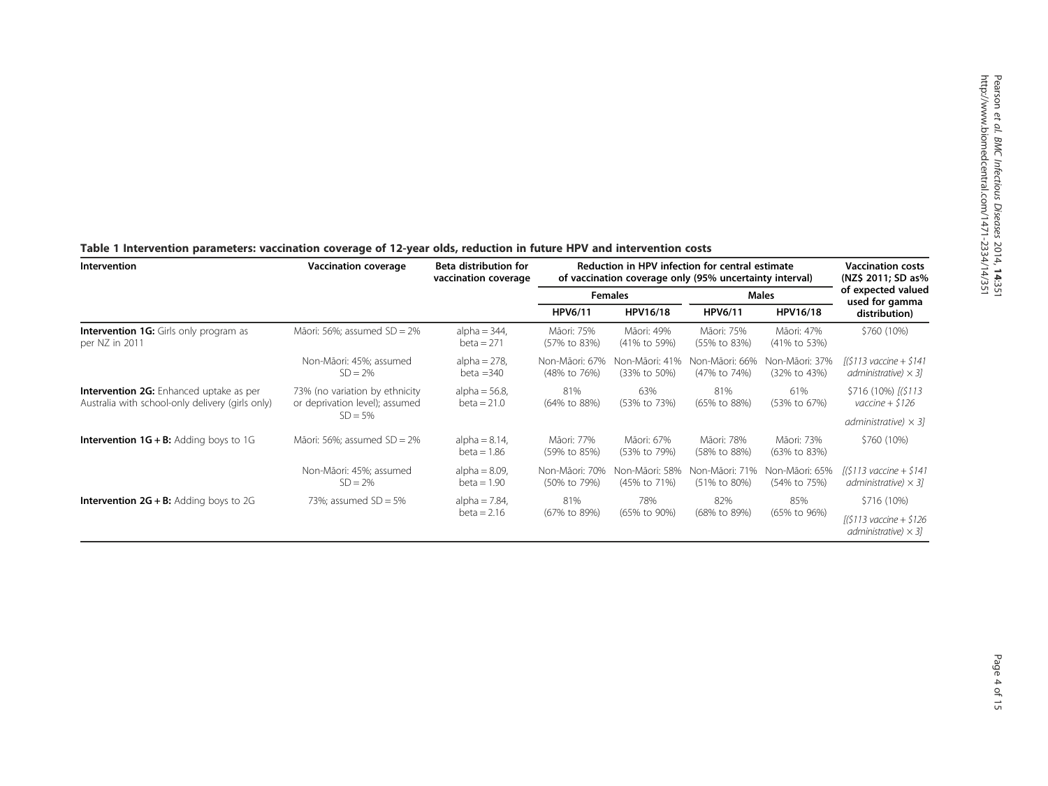**Table 1 Intervention parameters: vaccination coverage of 12-year olds, reduction in future HPV and intervention costs**

| Intervention | Vaccination coverage | Beta distribution for vaccination coverage | Reduction in HPV infection for central estimate of vaccination coverage only (95% uncertainty interval) | | | | Vaccination costs (NZ$ 2011; SD as% of expected valued used for gamma distribution) |
|---|---|---|---|---|---|---|---|
| | | | Females | | Males | | |
| | | | HPV6/11 | HPV16/18 | HPV6/11 | HPV16/18 | |
| **Intervention 1G:** Girls only program as per NZ in 2011 | Māori: 56%; assumed SD = 2% | alpha = 344, beta = 271 | Māori: 75% (57% to 83%) | Māori: 49% (41% to 59%) | Māori: 75% (55% to 83%) | Māori: 47% (41% to 53%) | $760 (10%) |
| | Non-Māori: 45%; assumed SD = 2% | alpha = 278, beta =340 | Non-Māori: 67% (48% to 76%) | Non-Māori: 41% (33% to 50%) | Non-Māori: 66% (47% to 74%) | Non-Māori: 37% (32% to 43%) | *[($113 vaccine + $141 administrative) × 3]* |
| **Intervention 2G:** Enhanced uptake as per Australia with school-only delivery (girls only) | 73% (no variation by ethnicity or deprivation level); assumed SD = 5% | alpha = 56.8, beta = 21.0 | 81% (64% to 88%) | 63% (53% to 73%) | 81% (65% to 88%) | 61% (53% to 67%) | $716 (10%) *[($113 vaccine + $126 administrative) × 3]* |
| **Intervention 1G + B:** Adding boys to 1G | Māori: 56%; assumed SD = 2% | alpha = 8.14, beta = 1.86 | Māori: 77% (59% to 85%) | Māori: 67% (53% to 79%) | Māori: 78% (58% to 88%) | Māori: 73% (63% to 83%) | $760 (10%) |
| | Non-Māori: 45%; assumed SD = 2% | alpha = 8.09, beta = 1.90 | Non-Māori: 70% (50% to 79%) | Non-Māori: 58% (45% to 71%) | Non-Māori: 71% (51% to 80%) | Non-Māori: 65% (54% to 75%) | *[($113 vaccine + $141 administrative) × 3]* |
| **Intervention 2G + B:** Adding boys to 2G | 73%; assumed SD = 5% | alpha = 7.84, beta = 2.16 | 81% (67% to 89%) | 78% (65% to 90%) | 82% (68% to 89%) | 85% (65% to 96%) | $716 (10%) *[($113 vaccine + $126 administrative) × 3]* |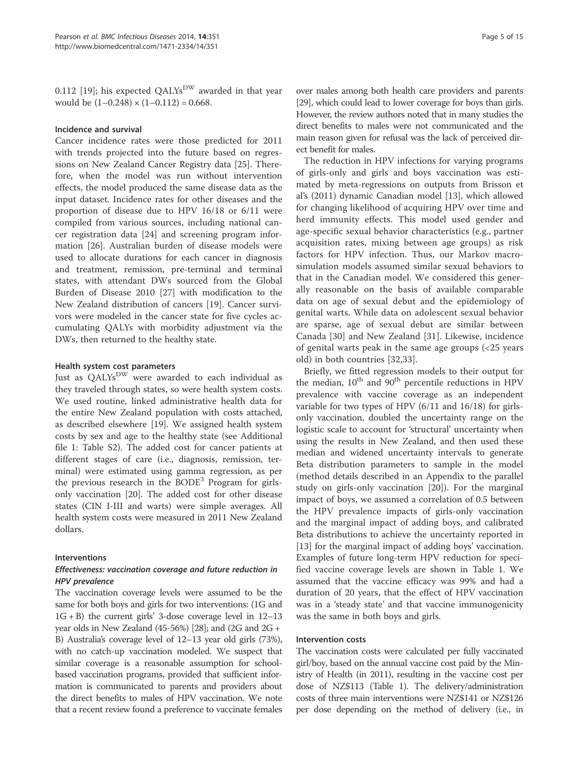0.112 [19]; his expected QALYs$^{DW}$ awarded in that year would be $(1-0.248) \times (1-0.112) = 0.668$.

#### Incidence and survival

Cancer incidence rates were those predicted for 2011 with trends projected into the future based on regressions on New Zealand Cancer Registry data [25]. Therefore, when the model was run without intervention effects, the model produced the same disease data as the input dataset. Incidence rates for other diseases and the proportion of disease due to HPV 16/18 or 6/11 were compiled from various sources, including national cancer registration data [24] and screening program information [26]. Australian burden of disease models were used to allocate durations for each cancer in diagnosis and treatment, remission, pre-terminal and terminal states, with attendant DWs sourced from the Global Burden of Disease 2010 [27] with modification to the New Zealand distribution of cancers [19]. Cancer survivors were modeled in the cancer state for five cycles accumulating QALYs with morbidity adjustment via the DWs, then returned to the healthy state.

#### Health system cost parameters

Just as QALYs$^{DW}$ were awarded to each individual as they traveled through states, so were health system costs. We used routine, linked administrative health data for the entire New Zealand population with costs attached, as described elsewhere [19]. We assigned health system costs by sex and age to the healthy state (see Additional file 1: Table S2). The added cost for cancer patients at different stages of care (i.e., diagnosis, remission, terminal) were estimated using gamma regression, as per the previous research in the BODE$^3$ Program for girls-only vaccination [20]. The added cost for other disease states (CIN I-III and warts) were simple averages. All health system costs were measured in 2011 New Zealand dollars.

#### Interventions

##### *Effectiveness: vaccination coverage and future reduction in HPV prevalence*

The vaccination coverage levels were assumed to be the same for both boys and girls for two interventions: (1G and 1G + B) the current girls' 3-dose coverage level in 12–13 year olds in New Zealand (45-56%) [28]; and (2G and 2G + B) Australia's coverage level of 12–13 year old girls (73%), with no catch-up vaccination modeled. We suspect that similar coverage is a reasonable assumption for school-based vaccination programs, provided that sufficient information is communicated to parents and providers about the direct benefits to males of HPV vaccination. We note that a recent review found a preference to vaccinate females over males among both health care providers and parents [29], which could lead to lower coverage for boys than girls. However, the review authors noted that in many studies the direct benefits to males were not communicated and the main reason given for refusal was the lack of perceived direct benefit for males.

The reduction in HPV infections for varying programs of girls-only and girls and boys vaccination was estimated by meta-regressions on outputs from Brisson et al's (2011) dynamic Canadian model [13], which allowed for changing likelihood of acquiring HPV over time and herd immunity effects. This model used gender and age-specific sexual behavior characteristics (e.g., partner acquisition rates, mixing between age groups) as risk factors for HPV infection. Thus, our Markov macro-simulation models assumed similar sexual behaviors to that in the Canadian model. We considered this generally reasonable on the basis of available comparable data on age of sexual debut and the epidemiology of genital warts. While data on adolescent sexual behavior are sparse, age of sexual debut are similar between Canada [30] and New Zealand [31]. Likewise, incidence of genital warts peak in the same age groups (<25 years old) in both countries [32,33].

Briefly, we fitted regression models to their output for the median, 10$^{th}$ and 90$^{th}$ percentile reductions in HPV prevalence with vaccine coverage as an independent variable for two types of HPV (6/11 and 16/18) for girls-only vaccination, doubled the uncertainty range on the logistic scale to account for 'structural' uncertainty when using the results in New Zealand, and then used these median and widened uncertainty intervals to generate Beta distribution parameters to sample in the model (method details described in an Appendix to the parallel study on girls-only vaccination [20]). For the marginal impact of boys, we assumed a correlation of 0.5 between the HPV prevalence impacts of girls-only vaccination and the marginal impact of adding boys, and calibrated Beta distributions to achieve the uncertainty reported in [13] for the marginal impact of adding boys' vaccination. Examples of future long-term HPV reduction for specified vaccine coverage levels are shown in Table 1. We assumed that the vaccine efficacy was 99% and had a duration of 20 years, that the effect of HPV vaccination was in a 'steady state' and that vaccine immunogenicity was the same in both boys and girls.

#### Intervention costs

The vaccination costs were calculated per fully vaccinated girl/boy, based on the annual vaccine cost paid by the Ministry of Health (in 2011), resulting in the vaccine cost per dose of NZ$113 (Table 1). The delivery/administration costs of three main interventions were NZ$141 or NZ$126 per dose depending on the method of delivery (i.e., in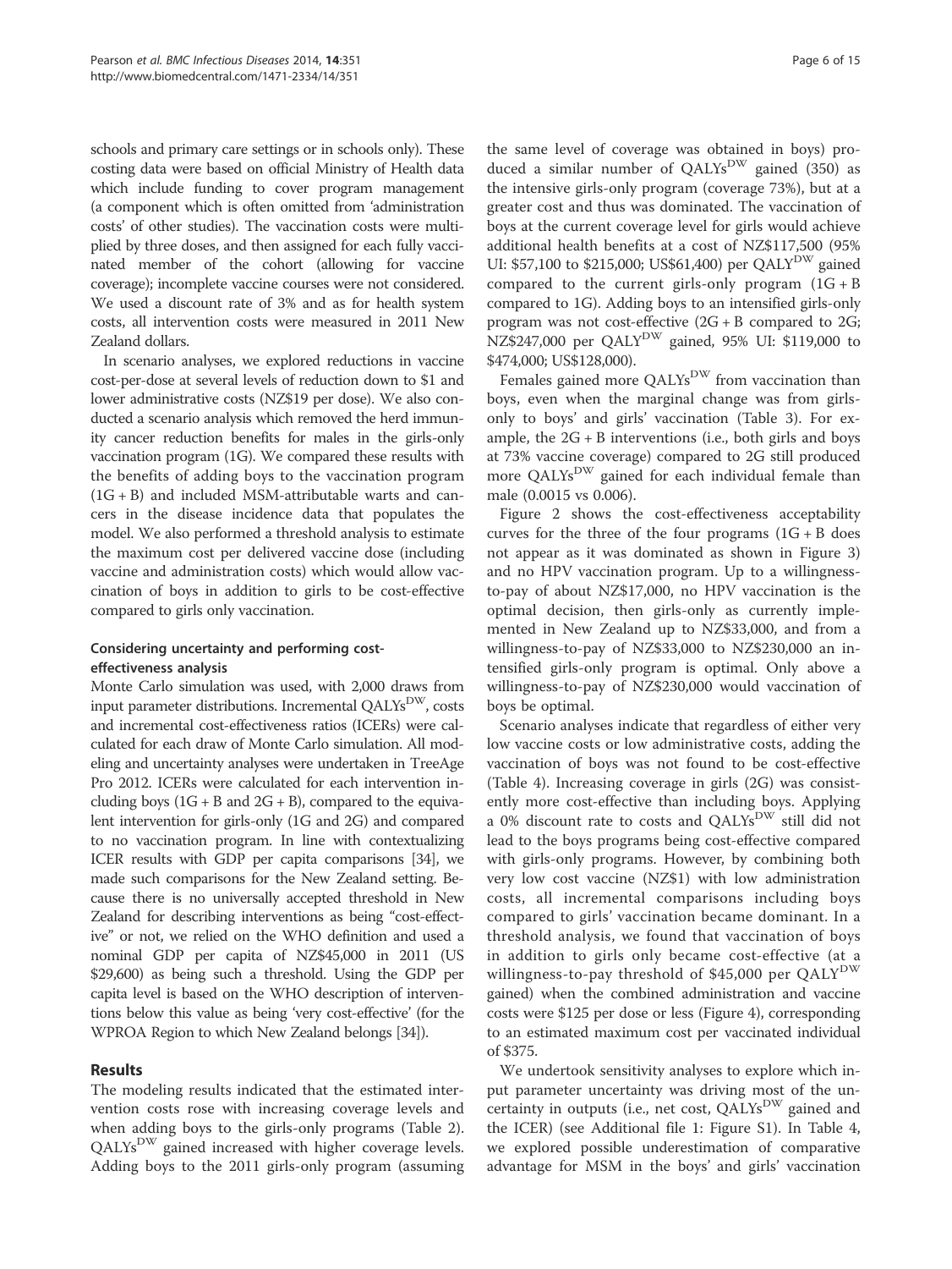schools and primary care settings or in schools only). These costing data were based on official Ministry of Health data which include funding to cover program management (a component which is often omitted from 'administration costs' of other studies). The vaccination costs were multiplied by three doses, and then assigned for each fully vaccinated member of the cohort (allowing for vaccine coverage); incomplete vaccine courses were not considered. We used a discount rate of 3% and as for health system costs, all intervention costs were measured in 2011 New Zealand dollars.

In scenario analyses, we explored reductions in vaccine cost-per-dose at several levels of reduction down to $1 and lower administrative costs (NZ$19 per dose). We also conducted a scenario analysis which removed the herd immunity cancer reduction benefits for males in the girls-only vaccination program (1G). We compared these results with the benefits of adding boys to the vaccination program (1G + B) and included MSM-attributable warts and cancers in the disease incidence data that populates the model. We also performed a threshold analysis to estimate the maximum cost per delivered vaccine dose (including vaccine and administration costs) which would allow vaccination of boys in addition to girls to be cost-effective compared to girls only vaccination.

### Considering uncertainty and performing cost-effectiveness analysis

Monte Carlo simulation was used, with 2,000 draws from input parameter distributions. Incremental $\text{QALYs}^{\text{DW}}$, costs and incremental cost-effectiveness ratios (ICERs) were calculated for each draw of Monte Carlo simulation. All modeling and uncertainty analyses were undertaken in TreeAge Pro 2012. ICERs were calculated for each intervention including boys (1G + B and 2G + B), compared to the equivalent intervention for girls-only (1G and 2G) and compared to no vaccination program. In line with contextualizing ICER results with GDP per capita comparisons [34], we made such comparisons for the New Zealand setting. Because there is no universally accepted threshold in New Zealand for describing interventions as being "cost-effective" or not, we relied on the WHO definition and used a nominal GDP per capita of NZ$45,000 in 2011 (US $29,600) as being such a threshold. Using the GDP per capita level is based on the WHO description of interventions below this value as being 'very cost-effective' (for the WPROA Region to which New Zealand belongs [34]).

## Results

The modeling results indicated that the estimated intervention costs rose with increasing coverage levels and when adding boys to the girls-only programs (Table 2). $\text{QALYs}^{\text{DW}}$ gained increased with higher coverage levels. Adding boys to the 2011 girls-only program (assuming the same level of coverage was obtained in boys) produced a similar number of $\text{QALYs}^{\text{DW}}$ gained (350) as the intensive girls-only program (coverage 73%), but at a greater cost and thus was dominated. The vaccination of boys at the current coverage level for girls would achieve additional health benefits at a cost of NZ$117,500 (95% UI: $57,100 to $215,000; US$61,400) per $\text{QALY}^{\text{DW}}$ gained compared to the current girls-only program (1G + B compared to 1G). Adding boys to an intensified girls-only program was not cost-effective (2G + B compared to 2G; NZ$247,000 per $\text{QALY}^{\text{DW}}$ gained, 95% UI: $119,000 to $474,000; US$128,000).

Females gained more $\text{QALYs}^{\text{DW}}$ from vaccination than boys, even when the marginal change was from girls-only to boys' and girls' vaccination (Table 3). For example, the 2G + B interventions (i.e., both girls and boys at 73% vaccine coverage) compared to 2G still produced more $\text{QALYs}^{\text{DW}}$ gained for each individual female than male (0.0015 vs 0.006).

Figure 2 shows the cost-effectiveness acceptability curves for the three of the four programs (1G + B does not appear as it was dominated as shown in Figure 3) and no HPV vaccination program. Up to a willingness-to-pay of about NZ$17,000, no HPV vaccination is the optimal decision, then girls-only as currently implemented in New Zealand up to NZ$33,000, and from a willingness-to-pay of NZ$33,000 to NZ$230,000 an intensified girls-only program is optimal. Only above a willingness-to-pay of NZ$230,000 would vaccination of boys be optimal.

Scenario analyses indicate that regardless of either very low vaccine costs or low administrative costs, adding the vaccination of boys was not found to be cost-effective (Table 4). Increasing coverage in girls (2G) was consistently more cost-effective than including boys. Applying a 0% discount rate to costs and $\text{QALYs}^{\text{DW}}$ still did not lead to the boys programs being cost-effective compared with girls-only programs. However, by combining both very low cost vaccine (NZ$1) with low administration costs, all incremental comparisons including boys compared to girls' vaccination became dominant. In a threshold analysis, we found that vaccination of boys in addition to girls only became cost-effective (at a willingness-to-pay threshold of $45,000 per $\text{QALY}^{\text{DW}}$ gained) when the combined administration and vaccine costs were $125 per dose or less (Figure 4), corresponding to an estimated maximum cost per vaccinated individual of $375.

We undertook sensitivity analyses to explore which input parameter uncertainty was driving most of the uncertainty in outputs (i.e., net cost, $\text{QALYs}^{\text{DW}}$ gained and the ICER) (see Additional file 1: Figure S1). In Table 4, we explored possible underestimation of comparative advantage for MSM in the boys' and girls' vaccination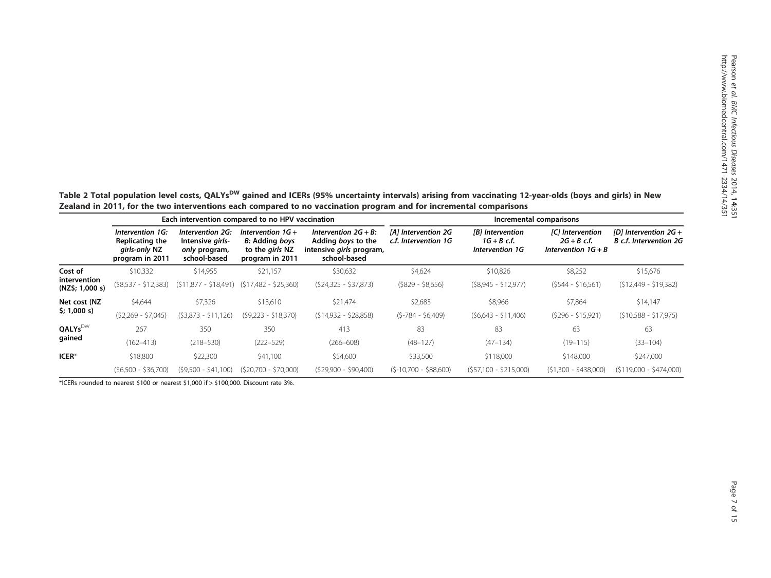**Table 2 Total population level costs, QALYs$^{DW}$ gained and ICERs (95% uncertainty intervals) arising from vaccinating 12-year-olds (boys and girls) in New Zealand in 2011, for the two interventions each compared to no vaccination program and for incremental comparisons**

| | Each intervention compared to no HPV vaccination | | | | Incremental comparisons | | | |
|---|---|---|---|---|---|---|---|---|
| | *Intervention 1G: Replicating the girls-only NZ program in 2011* | *Intervention 2G: Intensive girls-only program, school-based* | *Intervention 1G + B: Adding boys to the girls NZ program in 2011* | *Intervention 2G + B: Adding boys to the intensive girls program, school-based* | *[A] Intervention 2G c.f. Intervention 1G* | *[B] Intervention 1G + B c.f. Intervention 1G* | *[C] Intervention 2G + B c.f. Intervention 1G + B* | *[D] Intervention 2G + B c.f. Intervention 2G* |
| **Cost of intervention (NZ$; 1,000 s)** | $10,332 | $14,955 | $21,157 | $30,632 | $4,624 | $10,826 | $8,252 | $15,676 |
| | ($8,537 - $12,383) | ($11,877 - $18,491) | ($17,482 - $25,360) | ($24,325 - $37,873) | ($829 - $8,656) | ($8,945 - $12,977) | ($544 - $16,561) | ($12,449 - $19,382) |
| **Net cost (NZ $; 1,000 s)** | $4,644 | $7,326 | $13,610 | $21,474 | $2,683 | $8,966 | $7,864 | $14,147 |
| | ($2,269 - $7,045) | ($3,873 - $11,126) | ($9,223 - $18,370) | ($14,932 - $28,858) | ($-784 - $6,409) | ($6,643 - $11,406) | ($296 - $15,921) | ($10,588 - $17,975) |
| **QALYs$^{DW}$ gained** | 267 | 350 | 350 | 413 | 83 | 83 | 63 | 63 |
| | (162–413) | (218–530) | (222–529) | (266–608) | (48–127) | (47–134) | (19–115) | (33–104) |
| **ICER*** | $18,800 | $22,300 | $41,100 | $54,600 | $33,500 | $118,000 | $148,000 | $247,000 |
| | ($6,500 - $36,700) | ($9,500 - $41,100) | ($20,700 - $70,000) | ($29,900 - $90,400) | ($-10,700 - $88,600) | ($57,100 - $215,000) | ($1,300 - $438,000) | ($119,000 - $474,000) |

*ICERs rounded to nearest $100 or nearest $1,000 if > $100,000. Discount rate 3%.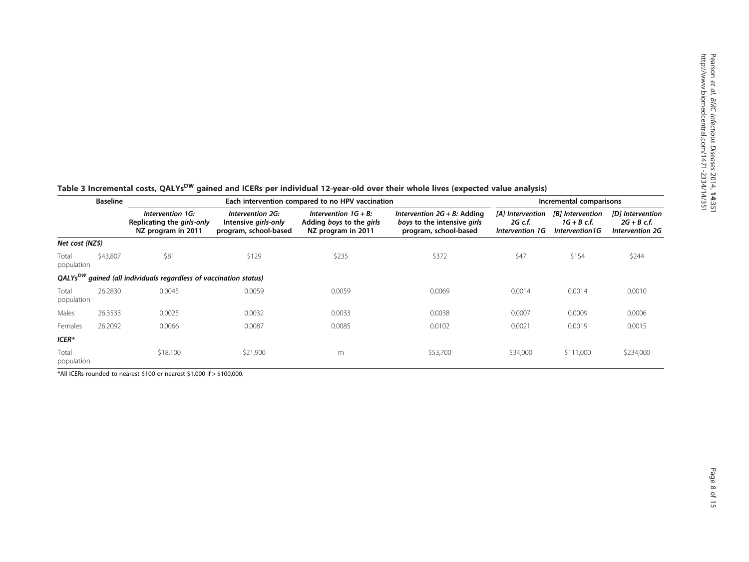**Table 3 Incremental costs, QALYs$^{DW}$ gained and ICERs per individual 12-year-old over their whole lives (expected value analysis)**

| | Baseline | Each intervention compared to no HPV vaccination | | | | Incremental comparisons | | |
|---|---|---|---|---|---|---|---|---|
| | | *Intervention 1G: Replicating the girls-only NZ program in 2011* | *Intervention 2G: Intensive girls-only program, school-based* | *Intervention 1G + B: Adding boys to the girls NZ program in 2011* | *Intervention 2G + B: Adding boys to the intensive girls program, school-based* | *[A] Intervention 2G c.f. Intervention 1G* | *[B] Intervention 1G + B c.f. Intervention1G* | *[D] Intervention 2G + B c.f. Intervention 2G* |
| ***Net cost (NZ$)*** | | | | | | | | |
| Total population | $43,807 | $81 | $129 | $235 | $372 | $47 | $154 | $244 |
| ***QALYs$^{DW}$ gained (all individuals regardless of vaccination status)*** | | | | | | | | |
| Total population | 26.2830 | 0.0045 | 0.0059 | 0.0059 | 0.0069 | 0.0014 | 0.0014 | 0.0010 |
| Males | 26.3533 | 0.0025 | 0.0032 | 0.0033 | 0.0038 | 0.0007 | 0.0009 | 0.0006 |
| Females | 26.2092 | 0.0066 | 0.0087 | 0.0085 | 0.0102 | 0.0021 | 0.0019 | 0.0015 |
| ***ICER**** | | | | | | | | |
| Total population | | $18,100 | $21,900 | m | $53,700 | $34,000 | $111,000 | $234,000 |

*All ICERs rounded to nearest $100 or nearest $1,000 if > $100,000.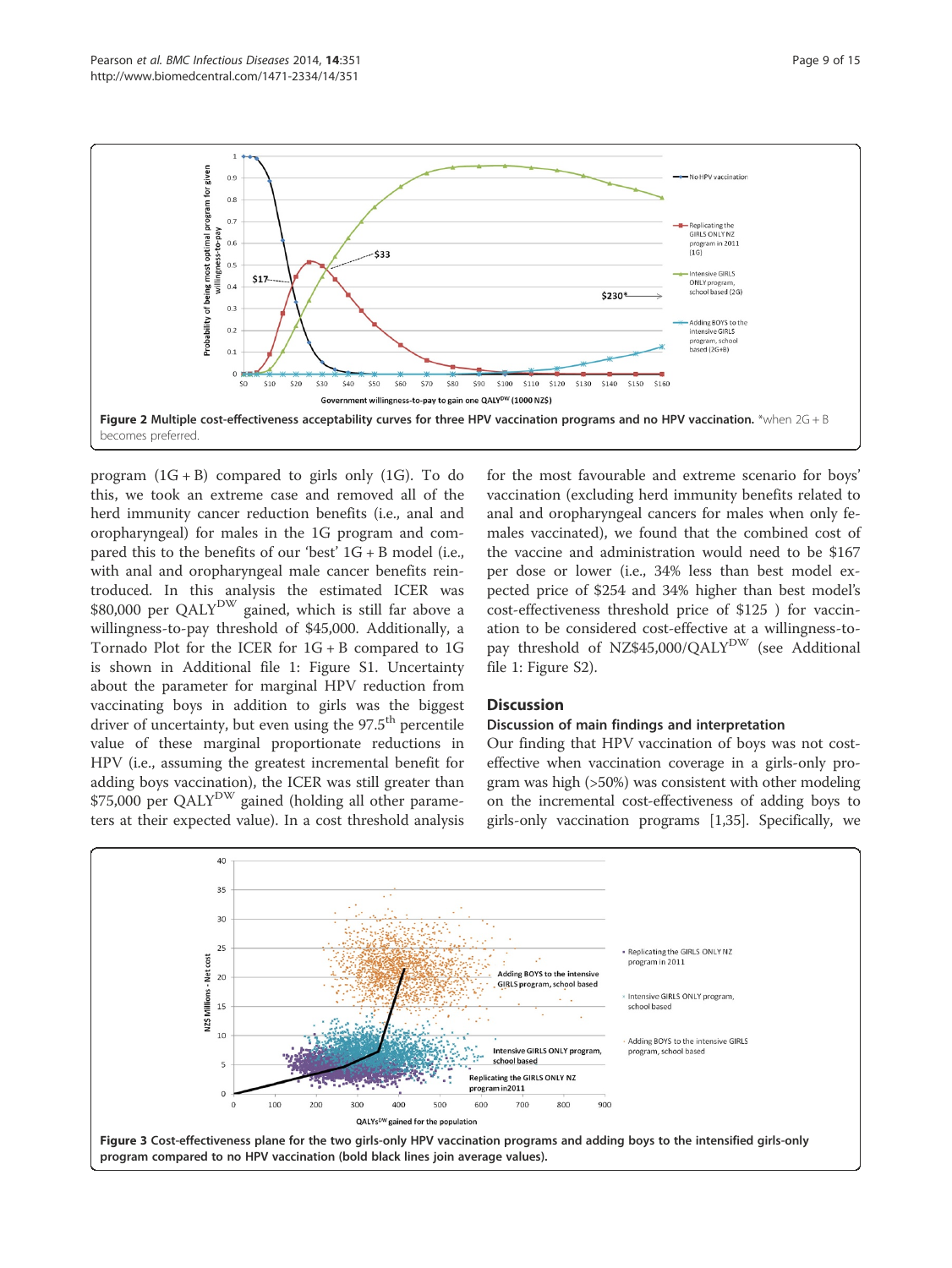**Figure 2 Multiple cost-effectiveness acceptability curves for three HPV vaccination programs and no HPV vaccination.** *when 2G + B becomes preferred.

program (1G + B) compared to girls only (1G). To do this, we took an extreme case and removed all of the herd immunity cancer reduction benefits (i.e., anal and oropharyngeal) for males in the 1G program and compared this to the benefits of our 'best' 1G + B model (i.e., with anal and oropharyngeal male cancer benefits reintroduced. In this analysis the estimated ICER was $80,000 per QALY$^{DW}$ gained, which is still far above a willingness-to-pay threshold of $45,000. Additionally, a Tornado Plot for the ICER for 1G + B compared to 1G is shown in Additional file 1: Figure S1. Uncertainty about the parameter for marginal HPV reduction from vaccinating boys in addition to girls was the biggest driver of uncertainty, but even using the 97.5$^{th}$ percentile value of these marginal proportionate reductions in HPV (i.e., assuming the greatest incremental benefit for adding boys vaccination), the ICER was still greater than $75,000 per QALY$^{DW}$ gained (holding all other parameters at their expected value). In a cost threshold analysis for the most favourable and extreme scenario for boys' vaccination (excluding herd immunity benefits related to anal and oropharyngeal cancers for males when only females vaccinated), we found that the combined cost of the vaccine and administration would need to be $167 per dose or lower (i.e., 34% less than best model expected price of $254 and 34% higher than best model's cost-effectiveness threshold price of $125 ) for vaccination to be considered cost-effective at a willingness-to-pay threshold of NZ$45,000/QALY$^{DW}$ (see Additional file 1: Figure S2).

## Discussion

### Discussion of main findings and interpretation

Our finding that HPV vaccination of boys was not cost-effective when vaccination coverage in a girls-only program was high (>50%) was consistent with other modeling on the incremental cost-effectiveness of adding boys to girls-only vaccination programs [1,35]. Specifically, we

**Figure 3 Cost-effectiveness plane for the two girls-only HPV vaccination programs and adding boys to the intensified girls-only program compared to no HPV vaccination (bold black lines join average values).**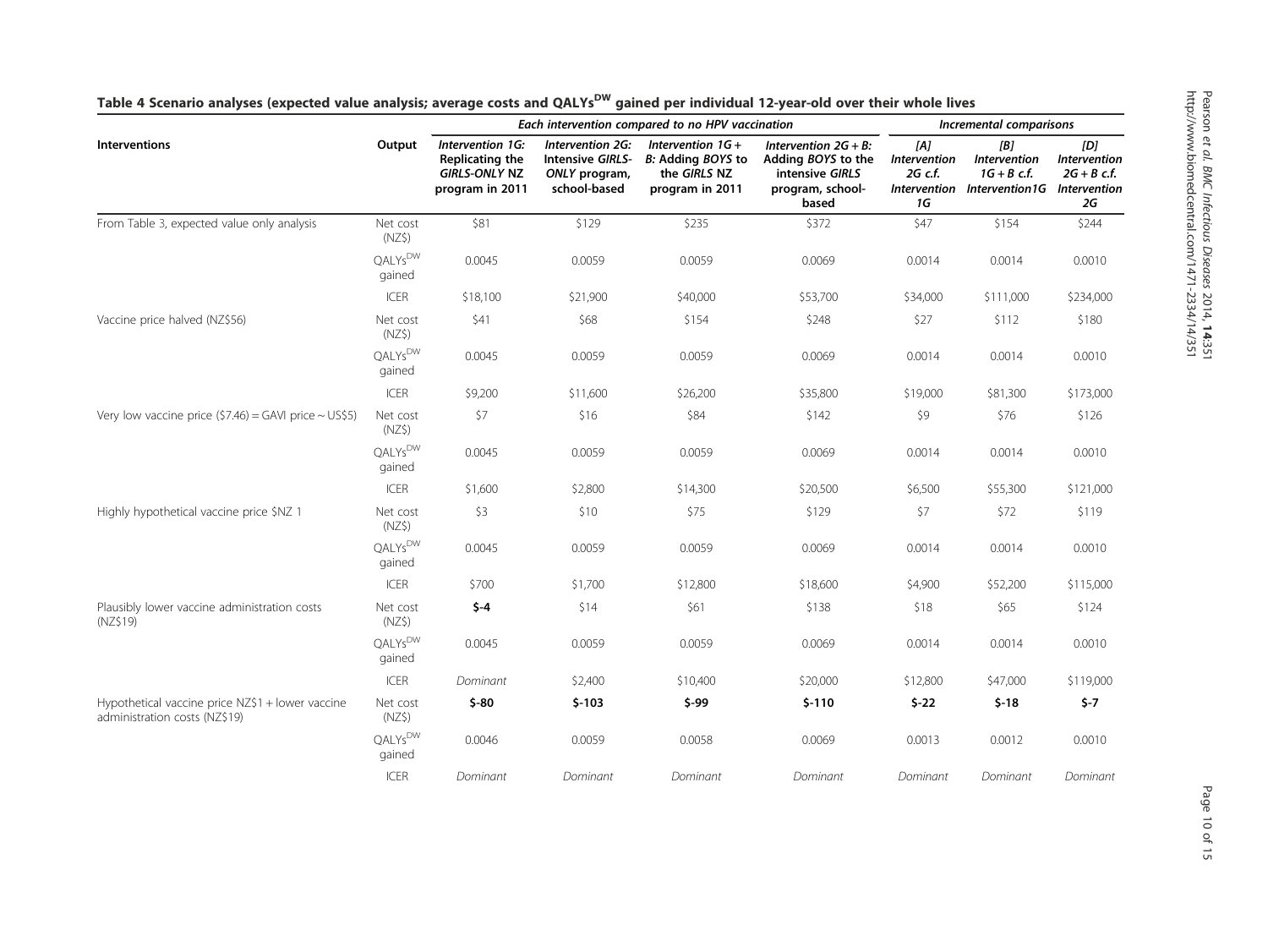## Table 4 Scenario analyses (expected value analysis; average costs and QALYs$^{DW}$ gained per individual 12-year-old over their whole lives

| Interventions | Output | *Each intervention compared to no HPV vaccination* | | | | *Incremental comparisons* | | |
|---|---|---|---|---|---|---|---|---|
| | | ***Intervention 1G:* Replicating the *GIRLS-ONLY* NZ program in 2011** | ***Intervention 2G:* Intensive *GIRLS-ONLY* program, school-based** | ***Intervention 1G + B:* Adding *BOYS* to the *GIRLS* NZ program in 2011** | ***Intervention 2G + B:* Adding *BOYS* to the intensive *GIRLS* program, school-based** | ***[A] Intervention 2G c.f. Intervention 1G*** | ***[B] Intervention 1G + B c.f. Intervention1G*** | ***[D] Intervention 2G + B c.f. Intervention 2G*** |
| From Table 3, expected value only analysis | Net cost (NZ$) | $81 | $129 | $235 | $372 | $47 | $154 | $244 |
| | QALYs$^{DW}$ gained | 0.0045 | 0.0059 | 0.0059 | 0.0069 | 0.0014 | 0.0014 | 0.0010 |
| | ICER | $18,100 | $21,900 | $40,000 | $53,700 | $34,000 | $111,000 | $234,000 |
| Vaccine price halved (NZ$56) | Net cost (NZ$) | $41 | $68 | $154 | $248 | $27 | $112 | $180 |
| | QALYs$^{DW}$ gained | 0.0045 | 0.0059 | 0.0059 | 0.0069 | 0.0014 | 0.0014 | 0.0010 |
| | ICER | $9,200 | $11,600 | $26,200 | $35,800 | $19,000 | $81,300 | $173,000 |
| Very low vaccine price ($7.46) = GAVI price ~ US$5) | Net cost (NZ$) | $7 | $16 | $84 | $142 | $9 | $76 | $126 |
| | QALYs$^{DW}$ gained | 0.0045 | 0.0059 | 0.0059 | 0.0069 | 0.0014 | 0.0014 | 0.0010 |
| | ICER | $1,600 | $2,800 | $14,300 | $20,500 | $6,500 | $55,300 | $121,000 |
| Highly hypothetical vaccine price $NZ 1 | Net cost (NZ$) | $3 | $10 | $75 | $129 | $7 | $72 | $119 |
| | QALYs$^{DW}$ gained | 0.0045 | 0.0059 | 0.0059 | 0.0069 | 0.0014 | 0.0014 | 0.0010 |
| | ICER | $700 | $1,700 | $12,800 | $18,600 | $4,900 | $52,200 | $115,000 |
| Plausibly lower vaccine administration costs (NZ$19) | Net cost (NZ$) | **$-4** | $14 | $61 | $138 | $18 | $65 | $124 |
| | QALYs$^{DW}$ gained | 0.0045 | 0.0059 | 0.0059 | 0.0069 | 0.0014 | 0.0014 | 0.0010 |
| | ICER | *Dominant* | $2,400 | $10,400 | $20,000 | $12,800 | $47,000 | $119,000 |
| Hypothetical vaccine price NZ$1 + lower vaccine administration costs (NZ$19) | Net cost (NZ$) | **$-80** | **$-103** | **$-99** | **$-110** | **$-22** | **$-18** | **$-7** |
| | QALYs$^{DW}$ gained | 0.0046 | 0.0059 | 0.0058 | 0.0069 | 0.0013 | 0.0012 | 0.0010 |
| | ICER | *Dominant* | *Dominant* | *Dominant* | *Dominant* | *Dominant* | *Dominant* | *Dominant* |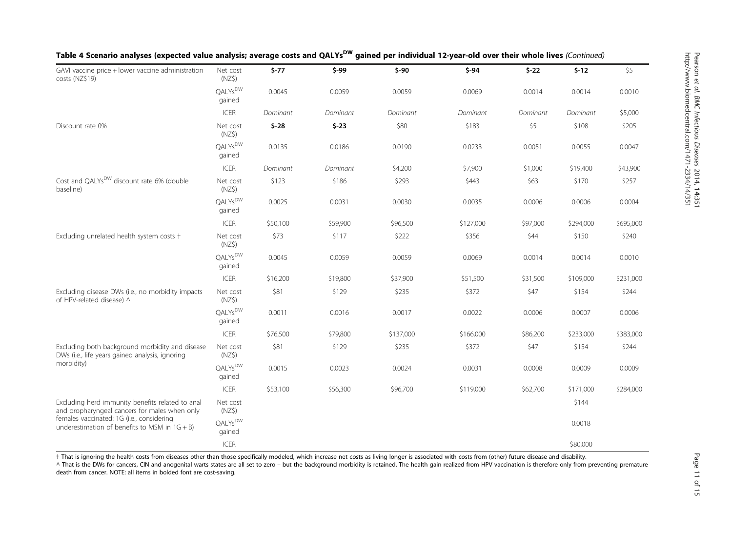**Table 4 Scenario analyses (expected value analysis; average costs and QALYs$^{DW}$ gained per individual 12-year-old over their whole lives** *(Continued)*

| | | | | | | | | |
|---|---|---|---|---|---|---|---|---|
| GAVI vaccine price + lower vaccine administration costs (NZ$19) | Net cost (NZ$) | **$-77** | **$-99** | **$-90** | **$-94** | **$-22** | **$-12** | $5 |
| | QALYs$^{DW}$ gained | 0.0045 | 0.0059 | 0.0059 | 0.0069 | 0.0014 | 0.0014 | 0.0010 |
| | ICER | *Dominant* | *Dominant* | *Dominant* | *Dominant* | *Dominant* | *Dominant* | $5,000 |
| Discount rate 0% | Net cost (NZ$) | **$-28** | **$-23** | $80 | $183 | $5 | $108 | $205 |
| | QALYs$^{DW}$ gained | 0.0135 | 0.0186 | 0.0190 | 0.0233 | 0.0051 | 0.0055 | 0.0047 |
| | ICER | *Dominant* | *Dominant* | $4,200 | $7,900 | $1,000 | $19,400 | $43,900 |
| Cost and QALYs$^{DW}$ discount rate 6% (double baseline) | Net cost (NZ$) | $123 | $186 | $293 | $443 | $63 | $170 | $257 |
| | QALYs$^{DW}$ gained | 0.0025 | 0.0031 | 0.0030 | 0.0035 | 0.0006 | 0.0006 | 0.0004 |
| | ICER | $50,100 | $59,900 | $96,500 | $127,000 | $97,000 | $294,000 | $695,000 |
| Excluding unrelated health system costs † | Net cost (NZ$) | $73 | $117 | $222 | $356 | $44 | $150 | $240 |
| | QALYs$^{DW}$ gained | 0.0045 | 0.0059 | 0.0059 | 0.0069 | 0.0014 | 0.0014 | 0.0010 |
| | ICER | $16,200 | $19,800 | $37,900 | $51,500 | $31,500 | $109,000 | $231,000 |
| Excluding disease DWs (i.e., no morbidity impacts of HPV-related disease) ^ | Net cost (NZ$) | $81 | $129 | $235 | $372 | $47 | $154 | $244 |
| | QALYs$^{DW}$ gained | 0.0011 | 0.0016 | 0.0017 | 0.0022 | 0.0006 | 0.0007 | 0.0006 |
| | ICER | $76,500 | $79,800 | $137,000 | $166,000 | $86,200 | $233,000 | $383,000 |
| Excluding both background morbidity and disease DWs (i.e., life years gained analysis, ignoring morbidity) | Net cost (NZ$) | $81 | $129 | $235 | $372 | $47 | $154 | $244 |
| | QALYs$^{DW}$ gained | 0.0015 | 0.0023 | 0.0024 | 0.0031 | 0.0008 | 0.0009 | 0.0009 |
| | ICER | $53,100 | $56,300 | $96,700 | $119,000 | $62,700 | $171,000 | $284,000 |
| Excluding herd immunity benefits related to anal and oropharyngeal cancers for males when only females vaccinated: 1G (i.e., considering underestimation of benefits to MSM in 1G + B) | Net cost (NZ$) | | | | | | $144 | |
| | QALYs$^{DW}$ gained | | | | | | 0.0018 | |
| | ICER | | | | | | $80,000 | |

† That is ignoring the health costs from diseases other than those specifically modeled, which increase net costs as living longer is associated with costs from (other) future disease and disability.
^ That is the DWs for cancers, CIN and anogenital warts states are all set to zero – but the background morbidity is retained. The health gain realized from HPV vaccination is therefore only from preventing premature death from cancer. NOTE: all items in bolded font are cost-saving.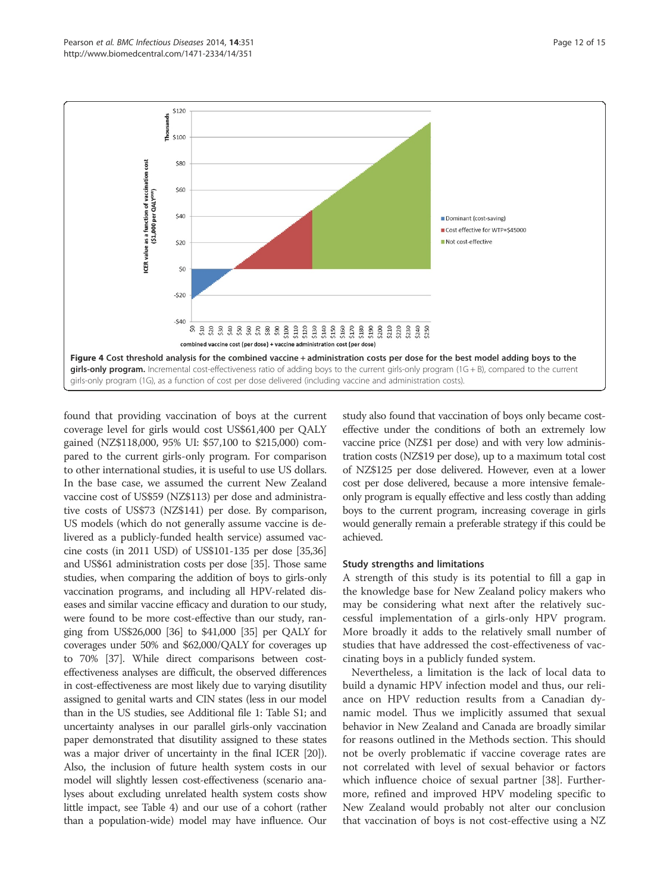**Figure 4 Cost threshold analysis for the combined vaccine + administration costs per dose for the best model adding boys to the girls-only program.** Incremental cost-effectiveness ratio of adding boys to the current girls-only program (1G + B), compared to the current girls-only program (1G), as a function of cost per dose delivered (including vaccine and administration costs).

found that providing vaccination of boys at the current coverage level for girls would cost US$61,400 per QALY gained (NZ$118,000, 95% UI: $57,100 to $215,000) compared to the current girls-only program. For comparison to other international studies, it is useful to use US dollars. In the base case, we assumed the current New Zealand vaccine cost of US$59 (NZ$113) per dose and administrative costs of US$73 (NZ$141) per dose. By comparison, US models (which do not generally assume vaccine is delivered as a publicly-funded health service) assumed vaccine costs (in 2011 USD) of US$101-135 per dose [35,36] and US$61 administration costs per dose [35]. Those same studies, when comparing the addition of boys to girls-only vaccination programs, and including all HPV-related diseases and similar vaccine efficacy and duration to our study, were found to be more cost-effective than our study, ranging from US$26,000 [36] to $41,000 [35] per QALY for coverages under 50% and $62,000/QALY for coverages up to 70% [37]. While direct comparisons between cost-effectiveness analyses are difficult, the observed differences in cost-effectiveness are most likely due to varying disutility assigned to genital warts and CIN states (less in our model than in the US studies, see Additional file 1: Table S1; and uncertainty analyses in our parallel girls-only vaccination paper demonstrated that disutility assigned to these states was a major driver of uncertainty in the final ICER [20]). Also, the inclusion of future health system costs in our model will slightly lessen cost-effectiveness (scenario analyses about excluding unrelated health system costs show little impact, see Table 4) and our use of a cohort (rather than a population-wide) model may have influence. Our study also found that vaccination of boys only became cost-effective under the conditions of both an extremely low vaccine price (NZ$1 per dose) and with very low administration costs (NZ$19 per dose), up to a maximum total cost of NZ$125 per dose delivered. However, even at a lower cost per dose delivered, because a more intensive female-only program is equally effective and less costly than adding boys to the current program, increasing coverage in girls would generally remain a preferable strategy if this could be achieved.

### Study strengths and limitations

A strength of this study is its potential to fill a gap in the knowledge base for New Zealand policy makers who may be considering what next after the relatively successful implementation of a girls-only HPV program. More broadly it adds to the relatively small number of studies that have addressed the cost-effectiveness of vaccinating boys in a publicly funded system.

Nevertheless, a limitation is the lack of local data to build a dynamic HPV infection model and thus, our reliance on HPV reduction results from a Canadian dynamic model. Thus we implicitly assumed that sexual behavior in New Zealand and Canada are broadly similar for reasons outlined in the Methods section. This should not be overly problematic if vaccine coverage rates are not correlated with level of sexual behavior or factors which influence choice of sexual partner [38]. Furthermore, refined and improved HPV modeling specific to New Zealand would probably not alter our conclusion that vaccination of boys is not cost-effective using a NZ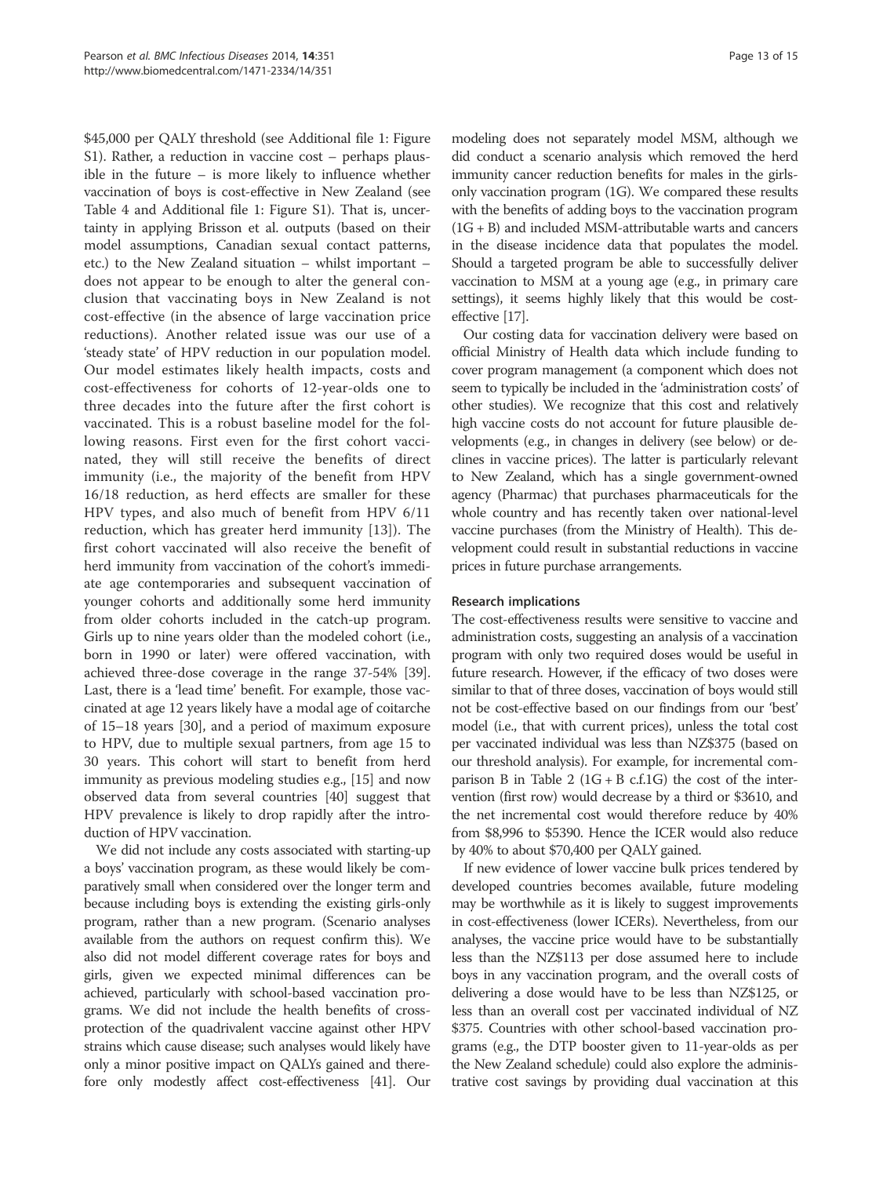$45,000 per QALY threshold (see Additional file 1: Figure S1). Rather, a reduction in vaccine cost – perhaps plausible in the future – is more likely to influence whether vaccination of boys is cost-effective in New Zealand (see Table 4 and Additional file 1: Figure S1). That is, uncertainty in applying Brisson et al. outputs (based on their model assumptions, Canadian sexual contact patterns, etc.) to the New Zealand situation – whilst important – does not appear to be enough to alter the general conclusion that vaccinating boys in New Zealand is not cost-effective (in the absence of large vaccination price reductions). Another related issue was our use of a 'steady state' of HPV reduction in our population model. Our model estimates likely health impacts, costs and cost-effectiveness for cohorts of 12-year-olds one to three decades into the future after the first cohort is vaccinated. This is a robust baseline model for the following reasons. First even for the first cohort vaccinated, they will still receive the benefits of direct immunity (i.e., the majority of the benefit from HPV 16/18 reduction, as herd effects are smaller for these HPV types, and also much of benefit from HPV 6/11 reduction, which has greater herd immunity [13]). The first cohort vaccinated will also receive the benefit of herd immunity from vaccination of the cohort's immediate age contemporaries and subsequent vaccination of younger cohorts and additionally some herd immunity from older cohorts included in the catch-up program. Girls up to nine years older than the modeled cohort (i.e., born in 1990 or later) were offered vaccination, with achieved three-dose coverage in the range 37-54% [39]. Last, there is a 'lead time' benefit. For example, those vaccinated at age 12 years likely have a modal age of coitarche of 15–18 years [30], and a period of maximum exposure to HPV, due to multiple sexual partners, from age 15 to 30 years. This cohort will start to benefit from herd immunity as previous modeling studies e.g., [15] and now observed data from several countries [40] suggest that HPV prevalence is likely to drop rapidly after the introduction of HPV vaccination.

We did not include any costs associated with starting-up a boys' vaccination program, as these would likely be comparatively small when considered over the longer term and because including boys is extending the existing girls-only program, rather than a new program. (Scenario analyses available from the authors on request confirm this). We also did not model different coverage rates for boys and girls, given we expected minimal differences can be achieved, particularly with school-based vaccination programs. We did not include the health benefits of cross-protection of the quadrivalent vaccine against other HPV strains which cause disease; such analyses would likely have only a minor positive impact on QALYs gained and therefore only modestly affect cost-effectiveness [41]. Our modeling does not separately model MSM, although we did conduct a scenario analysis which removed the herd immunity cancer reduction benefits for males in the girls-only vaccination program (1G). We compared these results with the benefits of adding boys to the vaccination program (1G + B) and included MSM-attributable warts and cancers in the disease incidence data that populates the model. Should a targeted program be able to successfully deliver vaccination to MSM at a young age (e.g., in primary care settings), it seems highly likely that this would be cost-effective [17].

Our costing data for vaccination delivery were based on official Ministry of Health data which include funding to cover program management (a component which does not seem to typically be included in the 'administration costs' of other studies). We recognize that this cost and relatively high vaccine costs do not account for future plausible developments (e.g., in changes in delivery (see below) or declines in vaccine prices). The latter is particularly relevant to New Zealand, which has a single government-owned agency (Pharmac) that purchases pharmaceuticals for the whole country and has recently taken over national-level vaccine purchases (from the Ministry of Health). This development could result in substantial reductions in vaccine prices in future purchase arrangements.

### Research implications

The cost-effectiveness results were sensitive to vaccine and administration costs, suggesting an analysis of a vaccination program with only two required doses would be useful in future research. However, if the efficacy of two doses were similar to that of three doses, vaccination of boys would still not be cost-effective based on our findings from our 'best' model (i.e., that with current prices), unless the total cost per vaccinated individual was less than NZ$375 (based on our threshold analysis). For example, for incremental comparison B in Table 2 (1G + B c.f.1G) the cost of the intervention (first row) would decrease by a third or $3610, and the net incremental cost would therefore reduce by 40% from $8,996 to $5390. Hence the ICER would also reduce by 40% to about $70,400 per QALY gained.

If new evidence of lower vaccine bulk prices tendered by developed countries becomes available, future modeling may be worthwhile as it is likely to suggest improvements in cost-effectiveness (lower ICERs). Nevertheless, from our analyses, the vaccine price would have to be substantially less than the NZ$113 per dose assumed here to include boys in any vaccination program, and the overall costs of delivering a dose would have to be less than NZ$125, or less than an overall cost per vaccinated individual of NZ $375. Countries with other school-based vaccination programs (e.g., the DTP booster given to 11-year-olds as per the New Zealand schedule) could also explore the administrative cost savings by providing dual vaccination at this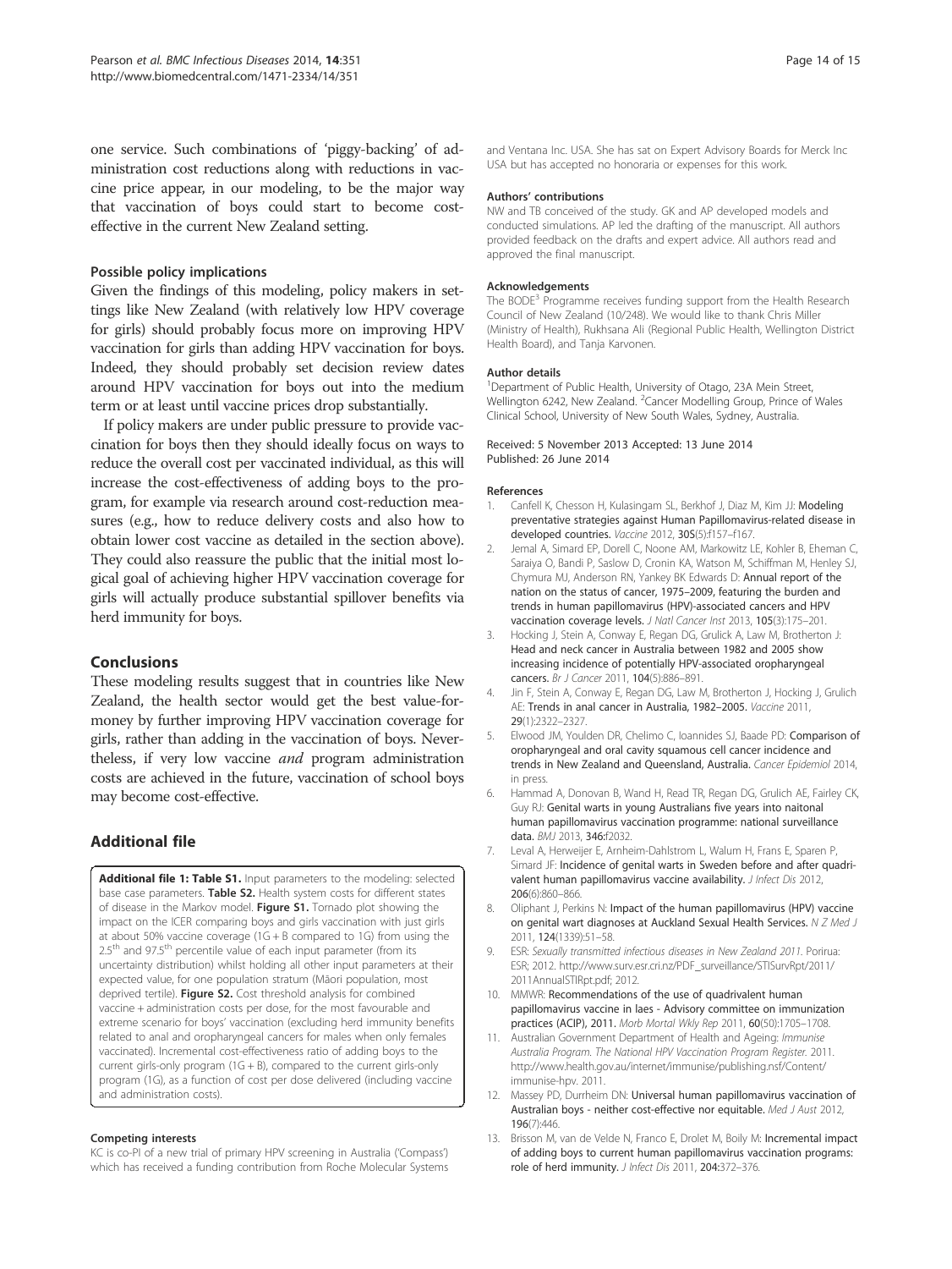one service. Such combinations of 'piggy-backing' of administration cost reductions along with reductions in vaccine price appear, in our modeling, to be the major way that vaccination of boys could start to become cost-effective in the current New Zealand setting.

### Possible policy implications

Given the findings of this modeling, policy makers in settings like New Zealand (with relatively low HPV coverage for girls) should probably focus more on improving HPV vaccination for girls than adding HPV vaccination for boys. Indeed, they should probably set decision review dates around HPV vaccination for boys out into the medium term or at least until vaccine prices drop substantially.

If policy makers are under public pressure to provide vaccination for boys then they should ideally focus on ways to reduce the overall cost per vaccinated individual, as this will increase the cost-effectiveness of adding boys to the program, for example via research around cost-reduction measures (e.g., how to reduce delivery costs and also how to obtain lower cost vaccine as detailed in the section above). They could also reassure the public that the initial most logical goal of achieving higher HPV vaccination coverage for girls will actually produce substantial spillover benefits via herd immunity for boys.

## Conclusions

These modeling results suggest that in countries like New Zealand, the health sector would get the best value-for-money by further improving HPV vaccination coverage for girls, rather than adding in the vaccination of boys. Nevertheless, if very low vaccine *and* program administration costs are achieved in the future, vaccination of school boys may become cost-effective.

## Additional file

**Additional file 1: Table S1.** Input parameters to the modeling: selected base case parameters. **Table S2.** Health system costs for different states of disease in the Markov model. **Figure S1.** Tornado plot showing the impact on the ICER comparing boys and girls vaccination with just girls at about 50% vaccine coverage (1G + B compared to 1G) from using the 2.5th and 97.5th percentile value of each input parameter (from its uncertainty distribution) whilst holding all other input parameters at their expected value, for one population stratum (Māori population, most deprived tertile). **Figure S2.** Cost threshold analysis for combined vaccine + administration costs per dose, for the most favourable and extreme scenario for boys' vaccination (excluding herd immunity benefits related to anal and oropharyngeal cancers for males when only females vaccinated). Incremental cost-effectiveness ratio of adding boys to the current girls-only program (1G + B), compared to the current girls-only program (1G), as a function of cost per dose delivered (including vaccine and administration costs).

#### Competing interests

KC is co-PI of a new trial of primary HPV screening in Australia ('Compass') which has received a funding contribution from Roche Molecular Systems and Ventana Inc. USA. She has sat on Expert Advisory Boards for Merck Inc USA but has accepted no honoraria or expenses for this work.

#### Authors' contributions

NW and TB conceived of the study. GK and AP developed models and conducted simulations. AP led the drafting of the manuscript. All authors provided feedback on the drafts and expert advice. All authors read and approved the final manuscript.

#### Acknowledgements

The BODE[3] Programme receives funding support from the Health Research Council of New Zealand (10/248). We would like to thank Chris Miller (Ministry of Health), Rukhsana Ali (Regional Public Health, Wellington District Health Board), and Tanja Karvonen.

#### Author details

[1]Department of Public Health, University of Otago, 23A Mein Street, Wellington 6242, New Zealand. [2]Cancer Modelling Group, Prince of Wales Clinical School, University of New South Wales, Sydney, Australia.

Received: 5 November 2013 Accepted: 13 June 2014
Published: 26 June 2014

#### References

1. Canfell K, Chesson H, Kulasingam SL, Berkhof J, Diaz M, Kim JJ: **Modeling preventative strategies against Human Papillomavirus-related disease in developed countries.** *Vaccine* 2012, **30S**(5):f157–f167.
2. Jemal A, Simard EP, Dorell C, Noone AM, Markowitz LE, Kohler B, Eheman C, Saraiya O, Bandi P, Saslow D, Cronin KA, Watson M, Schiffman M, Henley SJ, Chymura MJ, Anderson RN, Yankey BK Edwards D: **Annual report of the nation on the status of cancer, 1975–2009, featuring the burden and trends in human papillomavirus (HPV)-associated cancers and HPV vaccination coverage levels.** *J Natl Cancer Inst* 2013, **105**(3):175–201.
3. Hocking J, Stein A, Conway E, Regan DG, Grulick A, Law M, Brotherton J: **Head and neck cancer in Australia between 1982 and 2005 show increasing incidence of potentially HPV-associated oropharyngeal cancers.** *Br J Cancer* 2011, **104**(5):886–891.
4. Jin F, Stein A, Conway E, Regan DG, Law M, Brotherton J, Hocking J, Grulich AE: **Trends in anal cancer in Australia, 1982–2005.** *Vaccine* 2011, **29**(1):2322–2327.
5. Elwood JM, Youlden DR, Chelimo C, Ioannides SJ, Baade PD: **Comparison of oropharyngeal and oral cavity squamous cell cancer incidence and trends in New Zealand and Queensland, Australia.** *Cancer Epidemiol* 2014, in press.
6. Hammad A, Donovan B, Wand H, Read TR, Regan DG, Grulich AE, Fairley CK, Guy RJ: **Genital warts in young Australians five years into naitonal human papillomavirus vaccination programme: national surveillance data.** *BMJ* 2013, **346**:f2032.
7. Leval A, Herweijer E, Arnheim-Dahlstrom L, Walum H, Frans E, Sparen P, Simard JF: **Incidence of genital warts in Sweden before and after quadrivalent human papillomavirus vaccine availability.** *J Infect Dis* 2012, **206**(6):860–866.
8. Oliphant J, Perkins N: **Impact of the human papillomavirus (HPV) vaccine on genital wart diagnoses at Auckland Sexual Health Services.** *N Z Med J* 2011, **124**(1339):51–58.
9. ESR: *Sexually transmitted infectious diseases in New Zealand 2011.* Porirua: ESR; 2012. http://www.surv.esr.cri.nz/PDF_surveillance/STISurvRpt/2011/2011AnnualSTIRpt.pdf; 2012.
10. MMWR: **Recommendations of the use of quadrivalent human papillomavirus vaccine in laes - Advisory committee on immunization practices (ACIP), 2011.** *Morb Mortal Wkly Rep* 2011, **60**(50):1705–1708.
11. Australian Government Department of Health and Ageing: *Immunise Australia Program. The National HPV Vaccination Program Register.* 2011. http://www.health.gov.au/internet/immunise/publishing.nsf/Content/immunise-hpv. 2011.
12. Massey PD, Durrheim DN: **Universal human papillomavirus vaccination of Australian boys - neither cost-effective nor equitable.** *Med J Aust* 2012, **196**(7):446.
13. Brisson M, van de Velde N, Franco E, Drolet M, Boily M: **Incremental impact of adding boys to current human papillomavirus vaccination programs: role of herd immunity.** *J Infect Dis* 2011, **204**:372–376.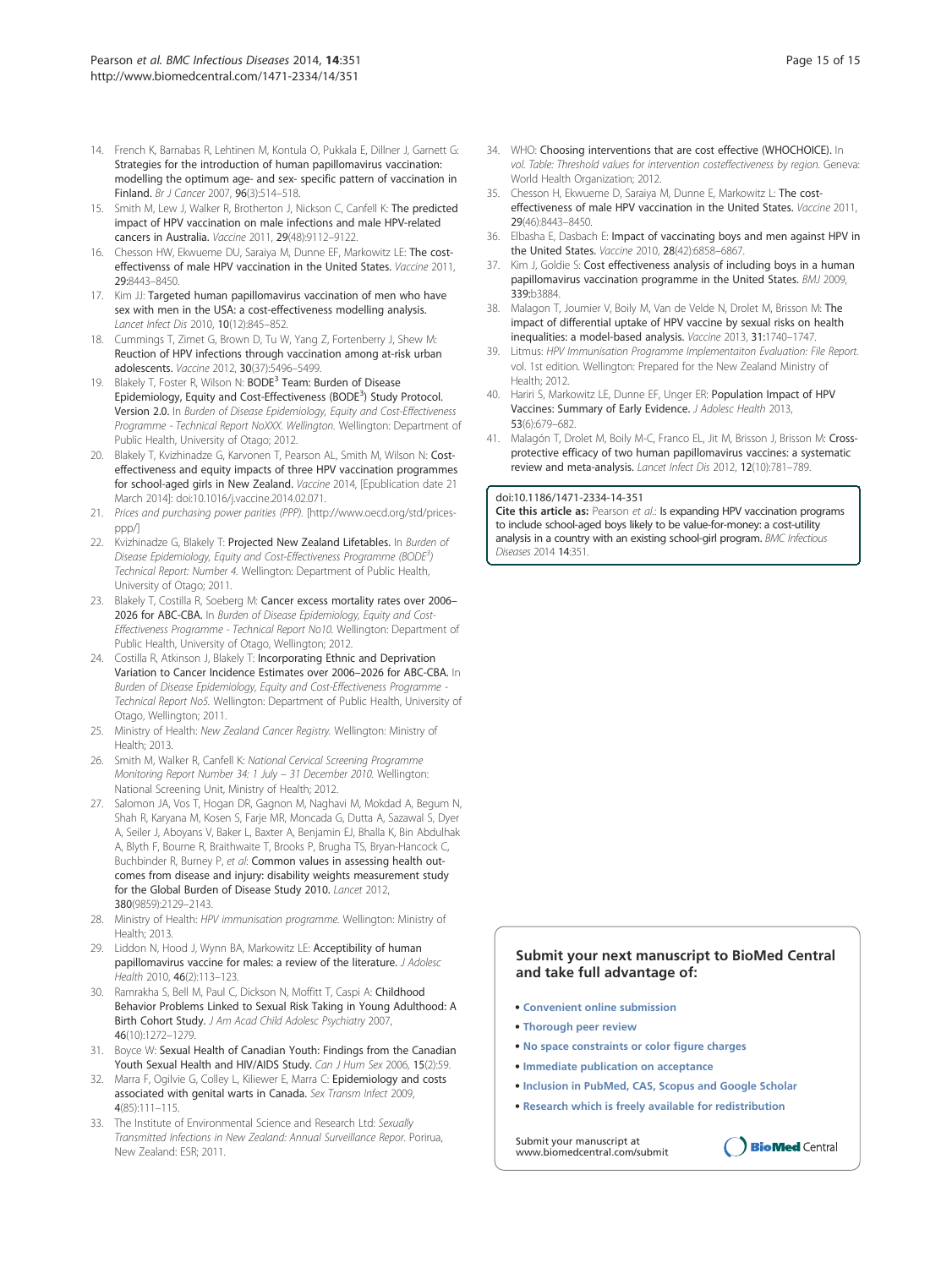14. French K, Barnabas R, Lehtinen M, Kontula O, Pukkala E, Dillner J, Garnett G: Strategies for the introduction of human papillomavirus vaccination: modelling the optimum age- and sex- specific pattern of vaccination in Finland. *Br J Cancer* 2007, 96(3):514–518.
15. Smith M, Lew J, Walker R, Brotherton J, Nickson C, Canfell K: The predicted impact of HPV vaccination on male infections and male HPV-related cancers in Australia. *Vaccine* 2011, 29(48):9112–9122.
16. Chesson HW, Ekwueme DU, Saraiya M, Dunne EF, Markowitz LE: The cost-effectivenss of male HPV vaccination in the United States. *Vaccine* 2011, 29:8443–8450.
17. Kim JJ: Targeted human papillomavirus vaccination of men who have sex with men in the USA: a cost-effectiveness modelling analysis. *Lancet Infect Dis* 2010, 10(12):845–852.
18. Cummings T, Zimet G, Brown D, Tu W, Yang Z, Fortenberry J, Shew M: Reuction of HPV infections through vaccination among at-risk urban adolescents. *Vaccine* 2012, 30(37):5496–5499.
19. Blakely T, Foster R, Wilson N: BODE[3] Team: Burden of Disease Epidemiology, Equity and Cost-Effectiveness (BODE[3]) Study Protocol. Version 2.0. In *Burden of Disease Epidemiology, Equity and Cost-Effectiveness Programme - Technical Report NoXXX. Wellington.* Wellington: Department of Public Health, University of Otago; 2012.
20. Blakely T, Kvizhinadze G, Karvonen T, Pearson AL, Smith M, Wilson N: Cost-effectiveness and equity impacts of three HPV vaccination programmes for school-aged girls in New Zealand. *Vaccine* 2014, [Epublication date 21 March 2014]: doi:10.1016/j.vaccine.2014.02.071.
21. *Prices and purchasing power parities (PPP).* [http://www.oecd.org/std/prices-ppp/]
22. Kvizhinadze G, Blakely T: Projected New Zealand Lifetables. In *Burden of Disease Epidemiology, Equity and Cost-Effectiveness Programme (BODE[3]) Technical Report: Number 4.* Wellington: Department of Public Health, University of Otago; 2011.
23. Blakely T, Costilla R, Soeberg M: Cancer excess mortality rates over 2006–2026 for ABC-CBA. In *Burden of Disease Epidemiology, Equity and Cost-Effectiveness Programme - Technical Report No10.* Wellington: Department of Public Health, University of Otago, Wellington; 2012.
24. Costilla R, Atkinson J, Blakely T: Incorporating Ethnic and Deprivation Variation to Cancer Incidence Estimates over 2006–2026 for ABC-CBA. In *Burden of Disease Epidemiology, Equity and Cost-Effectiveness Programme - Technical Report No5.* Wellington: Department of Public Health, University of Otago, Wellington; 2011.
25. Ministry of Health: *New Zealand Cancer Registry.* Wellington: Ministry of Health; 2013.
26. Smith M, Walker R, Canfell K: *National Cervical Screening Programme Monitoring Report Number 34: 1 July – 31 December 2010.* Wellington: National Screening Unit, Ministry of Health; 2012.
27. Salomon JA, Vos T, Hogan DR, Gagnon M, Naghavi M, Mokdad A, Begum N, Shah R, Karyana M, Kosen S, Farje MR, Moncada G, Dutta A, Sazawal S, Dyer A, Seiler J, Aboyans V, Baker L, Baxter A, Benjamin EJ, Bhalla K, Bin Abdulhak A, Blyth F, Bourne R, Braithwaite T, Brooks P, Brugha TS, Bryan-Hancock C, Buchbinder R, Burney P, *et al*: Common values in assessing health outcomes from disease and injury: disability weights measurement study for the Global Burden of Disease Study 2010. *Lancet* 2012, 380(9859):2129–2143.
28. Ministry of Health: *HPV immunisation programme.* Wellington: Ministry of Health; 2013.
29. Liddon N, Hood J, Wynn BA, Markowitz LE: Acceptibility of human papillomavirus vaccine for males: a review of the literature. *J Adolesc Health* 2010, 46(2):113–123.
30. Ramrakha S, Bell M, Paul C, Dickson N, Moffitt T, Caspi A: Childhood Behavior Problems Linked to Sexual Risk Taking in Young Adulthood: A Birth Cohort Study. *J Am Acad Child Adolesc Psychiatry* 2007, 46(10):1272–1279.
31. Boyce W: Sexual Health of Canadian Youth: Findings from the Canadian Youth Sexual Health and HIV/AIDS Study. *Can J Hum Sex* 2006, 15(2):59.
32. Marra F, Ogilvie G, Colley L, Kiliewer E, Marra C: Epidemiology and costs associated with genital warts in Canada. *Sex Transm Infect* 2009, 4(85):111–115.
33. The Institute of Environmental Science and Research Ltd: *Sexually Transmitted Infections in New Zealand: Annual Surveillance Repor.* Porirua, New Zealand: ESR; 2011.
34. WHO: Choosing interventions that are cost effective (WHOCHOICE). In *vol. Table: Threshold values for intervention costeffectiveness by region.* Geneva: World Health Organization; 2012.
35. Chesson H, Ekwueme D, Saraiya M, Dunne E, Markowitz L: The cost-effectiveness of male HPV vaccination in the United States. *Vaccine* 2011, 29(46):8443–8450.
36. Elbasha E, Dasbach E: Impact of vaccinating boys and men against HPV in the United States. *Vaccine* 2010, 28(42):6858–6867.
37. Kim J, Goldie S: Cost effectiveness analysis of including boys in a human papillomavirus vaccination programme in the United States. *BMJ* 2009, 339:b3884.
38. Malagon T, Joumier V, Boily M, Van de Velde N, Drolet M, Brisson M: The impact of differential uptake of HPV vaccine by sexual risks on health inequalities: a model-based analysis. *Vaccine* 2013, 31:1740–1747.
39. Litmus: *HPV Immunisation Programme Implementaiton Evaluation: File Report.* vol. 1st edition. Wellington: Prepared for the New Zealand Ministry of Health; 2012.
40. Hariri S, Markowitz LE, Dunne EF, Unger ER: Population Impact of HPV Vaccines: Summary of Early Evidence. *J Adolesc Health* 2013, 53(6):679–682.
41. Malagón T, Drolet M, Boily M-C, Franco EL, Jit M, Brisson J, Brisson M: Cross-protective efficacy of two human papillomavirus vaccines: a systematic review and meta-analysis. *Lancet Infect Dis* 2012, 12(10):781–789.

doi:10.1186/1471-2334-14-351

**Cite this article as:** Pearson *et al.*: Is expanding HPV vaccination programs to include school-aged boys likely to be value-for-money: a cost-utility analysis in a country with an existing school-girl program. *BMC Infectious Diseases* 2014 14:351.

**Submit your next manuscript to BioMed Central and take full advantage of:**

- Convenient online submission
- Thorough peer review
- No space constraints or color figure charges
- Immediate publication on acceptance
- Inclusion in PubMed, CAS, Scopus and Google Scholar
- Research which is freely available for redistribution

Submit your manuscript at www.biomedcentral.com/submit

BioMed Central